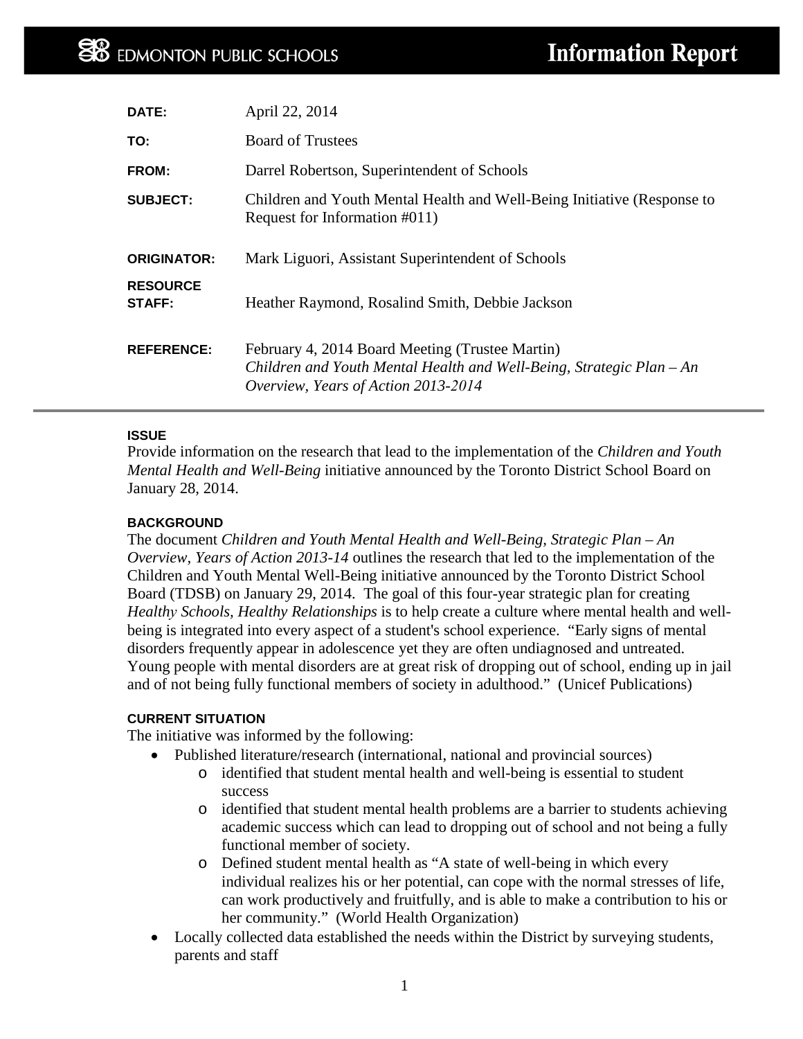**EDMONTON PUBLIC SCHOOLS** — **Information Report**

| | |
|---|---|
| **DATE:** | April 22, 2014 |
| **TO:** | Board of Trustees |
| **FROM:** | Darrel Robertson, Superintendent of Schools |
| **SUBJECT:** | Children and Youth Mental Health and Well-Being Initiative (Response to Request for Information #011) |
| **ORIGINATOR:** | Mark Liguori, Assistant Superintendent of Schools |
| **RESOURCE STAFF:** | Heather Raymond, Rosalind Smith, Debbie Jackson |
| **REFERENCE:** | February 4, 2014 Board Meeting (Trustee Martin) *Children and Youth Mental Health and Well-Being, Strategic Plan – An Overview, Years of Action 2013-2014* |

**ISSUE**

Provide information on the research that lead to the implementation of the *Children and Youth Mental Health and Well-Being* initiative announced by the Toronto District School Board on January 28, 2014.

**BACKGROUND**

The document *Children and Youth Mental Health and Well-Being, Strategic Plan – An Overview, Years of Action 2013-14* outlines the research that led to the implementation of the Children and Youth Mental Well-Being initiative announced by the Toronto District School Board (TDSB) on January 29, 2014. The goal of this four-year strategic plan for creating *Healthy Schools, Healthy Relationships* is to help create a culture where mental health and well-being is integrated into every aspect of a student's school experience. "Early signs of mental disorders frequently appear in adolescence yet they are often undiagnosed and untreated. Young people with mental disorders are at great risk of dropping out of school, ending up in jail and of not being fully functional members of society in adulthood." (Unicef Publications)

**CURRENT SITUATION**

The initiative was informed by the following:

- Published literature/research (international, national and provincial sources)
  - identified that student mental health and well-being is essential to student success
  - identified that student mental health problems are a barrier to students achieving academic success which can lead to dropping out of school and not being a fully functional member of society.
  - Defined student mental health as "A state of well-being in which every individual realizes his or her potential, can cope with the normal stresses of life, can work productively and fruitfully, and is able to make a contribution to his or her community." (World Health Organization)
- Locally collected data established the needs within the District by surveying students, parents and staff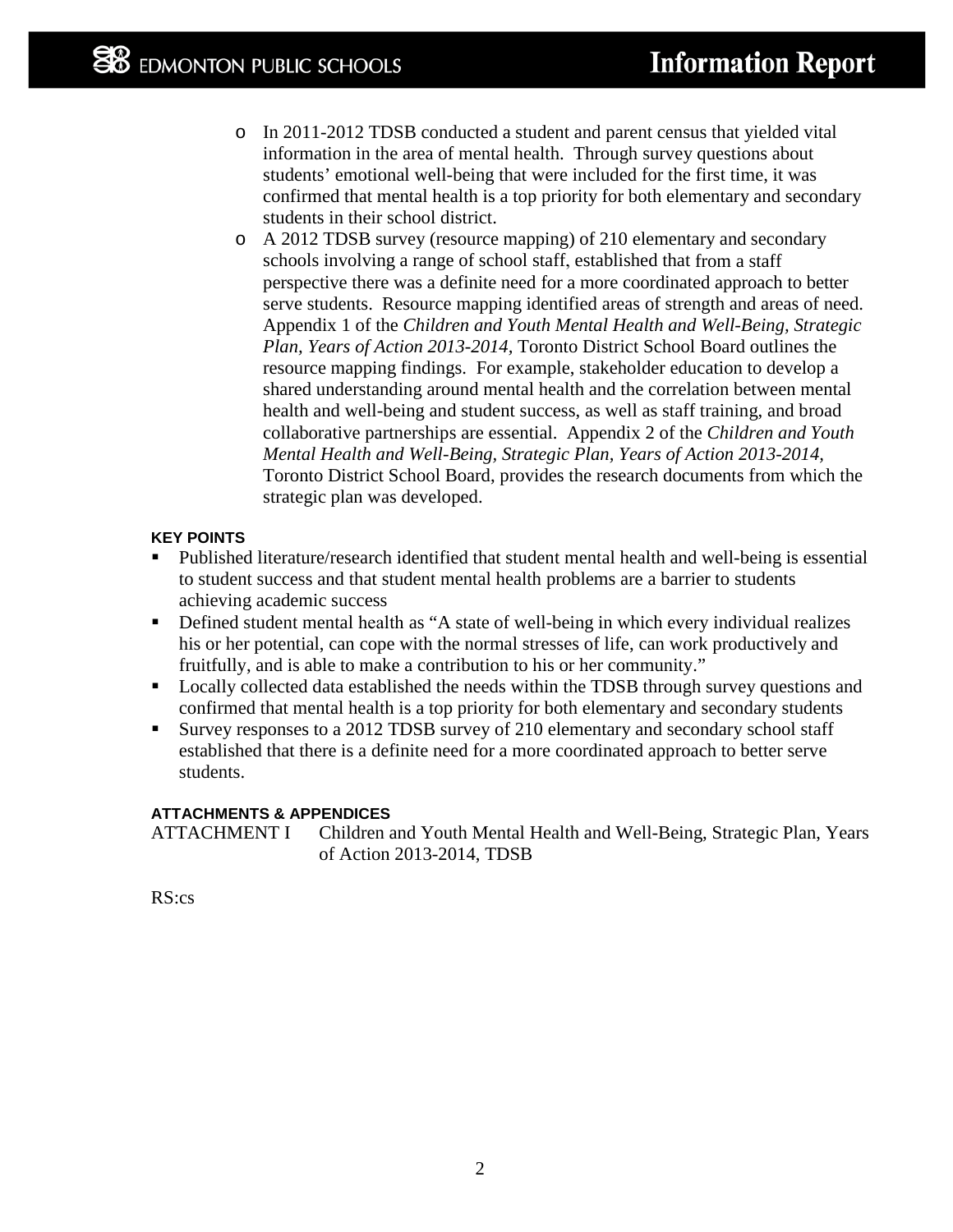- In 2011-2012 TDSB conducted a student and parent census that yielded vital information in the area of mental health. Through survey questions about students' emotional well-being that were included for the first time, it was confirmed that mental health is a top priority for both elementary and secondary students in their school district.
- A 2012 TDSB survey (resource mapping) of 210 elementary and secondary schools involving a range of school staff, established that from a staff perspective there was a definite need for a more coordinated approach to better serve students. Resource mapping identified areas of strength and areas of need. Appendix 1 of the *Children and Youth Mental Health and Well-Being, Strategic Plan, Years of Action 2013-2014,* Toronto District School Board outlines the resource mapping findings. For example, stakeholder education to develop a shared understanding around mental health and the correlation between mental health and well-being and student success, as well as staff training, and broad collaborative partnerships are essential. Appendix 2 of the *Children and Youth Mental Health and Well-Being, Strategic Plan, Years of Action 2013-2014,* Toronto District School Board, provides the research documents from which the strategic plan was developed.

**KEY POINTS**

- Published literature/research identified that student mental health and well-being is essential to student success and that student mental health problems are a barrier to students achieving academic success
- Defined student mental health as "A state of well-being in which every individual realizes his or her potential, can cope with the normal stresses of life, can work productively and fruitfully, and is able to make a contribution to his or her community."
- Locally collected data established the needs within the TDSB through survey questions and confirmed that mental health is a top priority for both elementary and secondary students
- Survey responses to a 2012 TDSB survey of 210 elementary and secondary school staff established that there is a definite need for a more coordinated approach to better serve students.

**ATTACHMENTS & APPENDICES**

ATTACHMENT I Children and Youth Mental Health and Well-Being, Strategic Plan, Years of Action 2013-2014, TDSB

RS:cs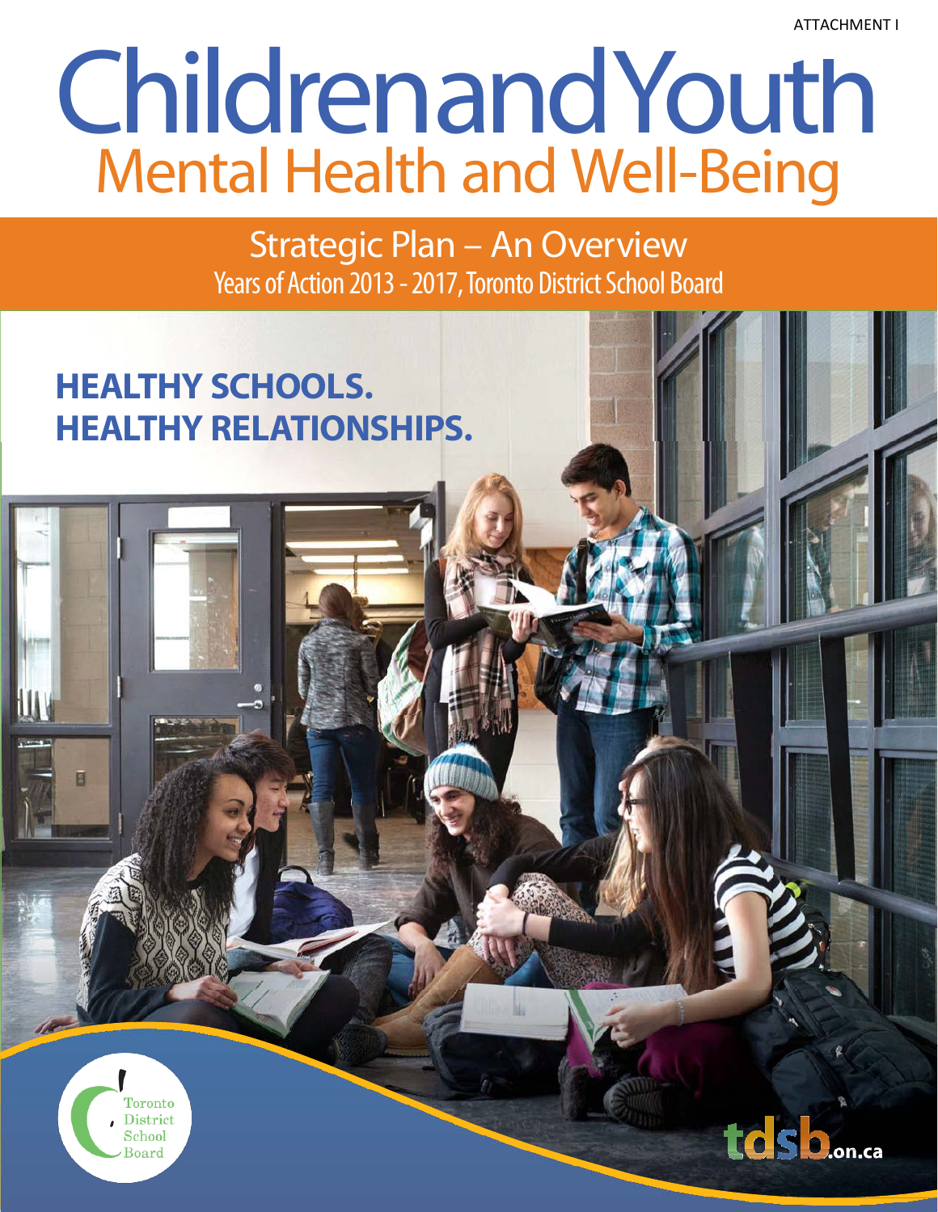ATTACHMENT I

# Children and Youth
## Mental Health and Well-Being

### Strategic Plan – An Overview
Years of Action 2013 - 2017, Toronto District School Board

**HEALTHY SCHOOLS.**
**HEALTHY RELATIONSHIPS.**

Toronto District School Board

tdsb.on.ca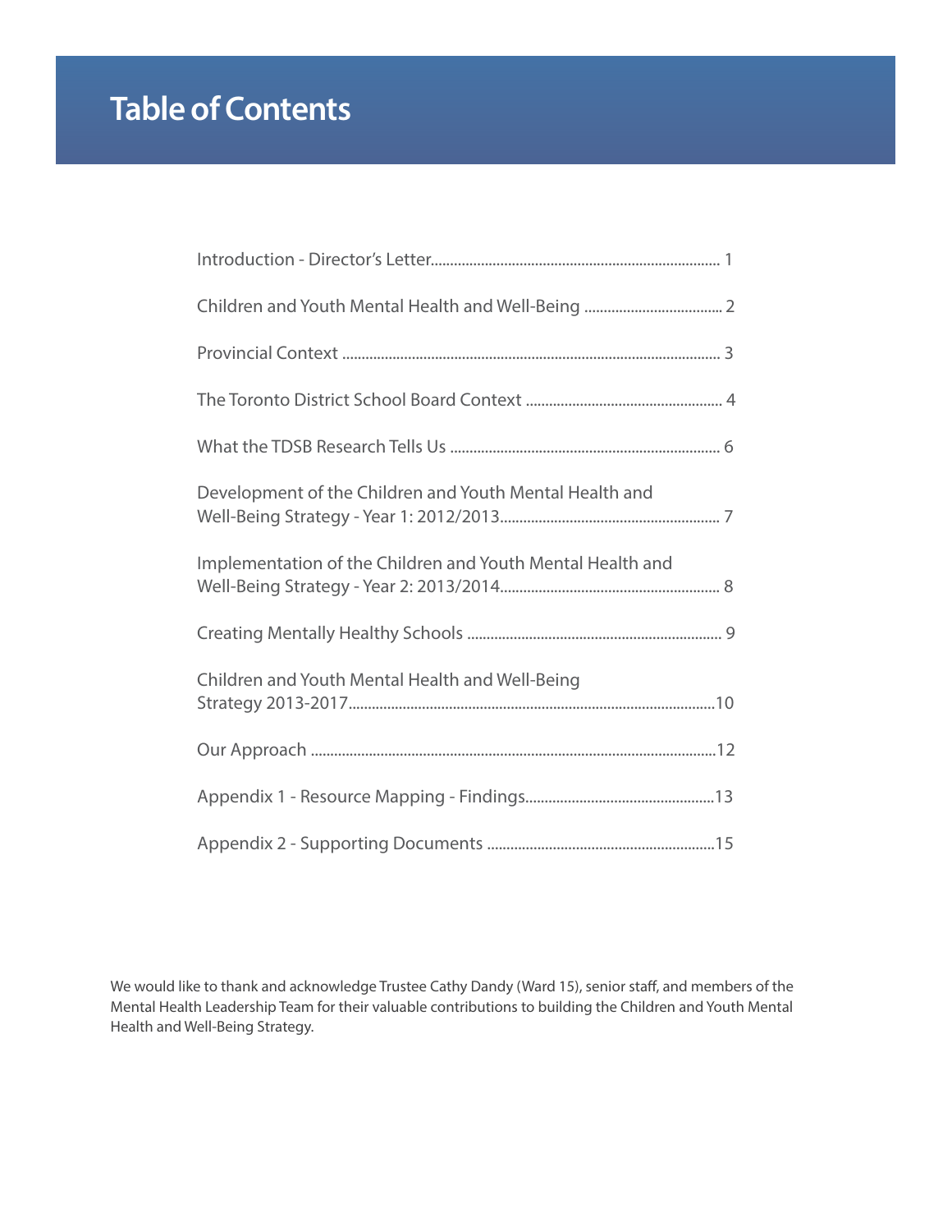# Table of Contents

| | |
|---|---|
| Introduction - Director's Letter | 1 |
| Children and Youth Mental Health and Well-Being | 2 |
| Provincial Context | 3 |
| The Toronto District School Board Context | 4 |
| What the TDSB Research Tells Us | 6 |
| Development of the Children and Youth Mental Health and Well-Being Strategy - Year 1: 2012/2013 | 7 |
| Implementation of the Children and Youth Mental Health and Well-Being Strategy - Year 2: 2013/2014 | 8 |
| Creating Mentally Healthy Schools | 9 |
| Children and Youth Mental Health and Well-Being Strategy 2013-2017 | 10 |
| Our Approach | 12 |
| Appendix 1 - Resource Mapping - Findings | 13 |
| Appendix 2 - Supporting Documents | 15 |

We would like to thank and acknowledge Trustee Cathy Dandy (Ward 15), senior staff, and members of the Mental Health Leadership Team for their valuable contributions to building the Children and Youth Mental Health and Well-Being Strategy.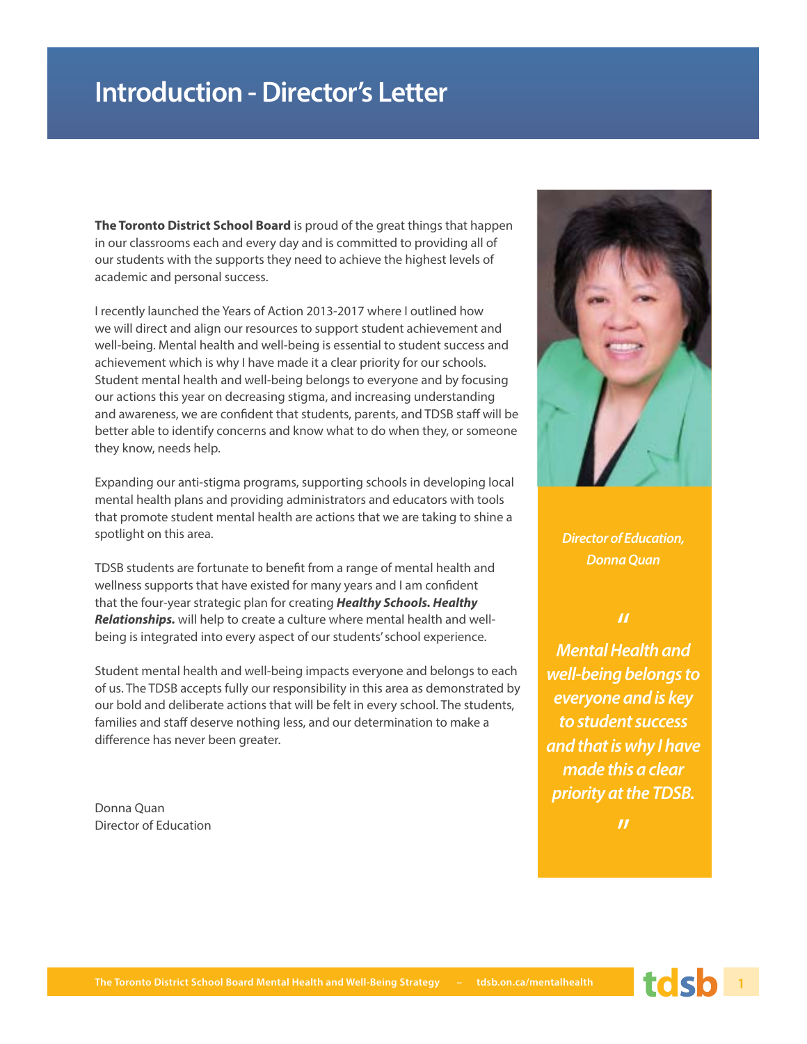# Introduction - Director's Letter

**The Toronto District School Board** is proud of the great things that happen in our classrooms each and every day and is committed to providing all of our students with the supports they need to achieve the highest levels of academic and personal success.

I recently launched the Years of Action 2013-2017 where I outlined how we will direct and align our resources to support student achievement and well-being. Mental health and well-being is essential to student success and achievement which is why I have made it a clear priority for our schools. Student mental health and well-being belongs to everyone and by focusing our actions this year on decreasing stigma, and increasing understanding and awareness, we are confident that students, parents, and TDSB staff will be better able to identify concerns and know what to do when they, or someone they know, needs help.

Expanding our anti-stigma programs, supporting schools in developing local mental health plans and providing administrators and educators with tools that promote student mental health are actions that we are taking to shine a spotlight on this area.

TDSB students are fortunate to benefit from a range of mental health and wellness supports that have existed for many years and I am confident that the four-year strategic plan for creating ***Healthy Schools. Healthy Relationships.*** will help to create a culture where mental health and well-being is integrated into every aspect of our students' school experience.

Student mental health and well-being impacts everyone and belongs to each of us. The TDSB accepts fully our responsibility in this area as demonstrated by our bold and deliberate actions that will be felt in every school. The students, families and staff deserve nothing less, and our determination to make a difference has never been greater.

Donna Quan
Director of Education

*Director of Education, Donna Quan*

*"Mental Health and well-being belongs to everyone and is key to student success and that is why I have made this a clear priority at the TDSB."*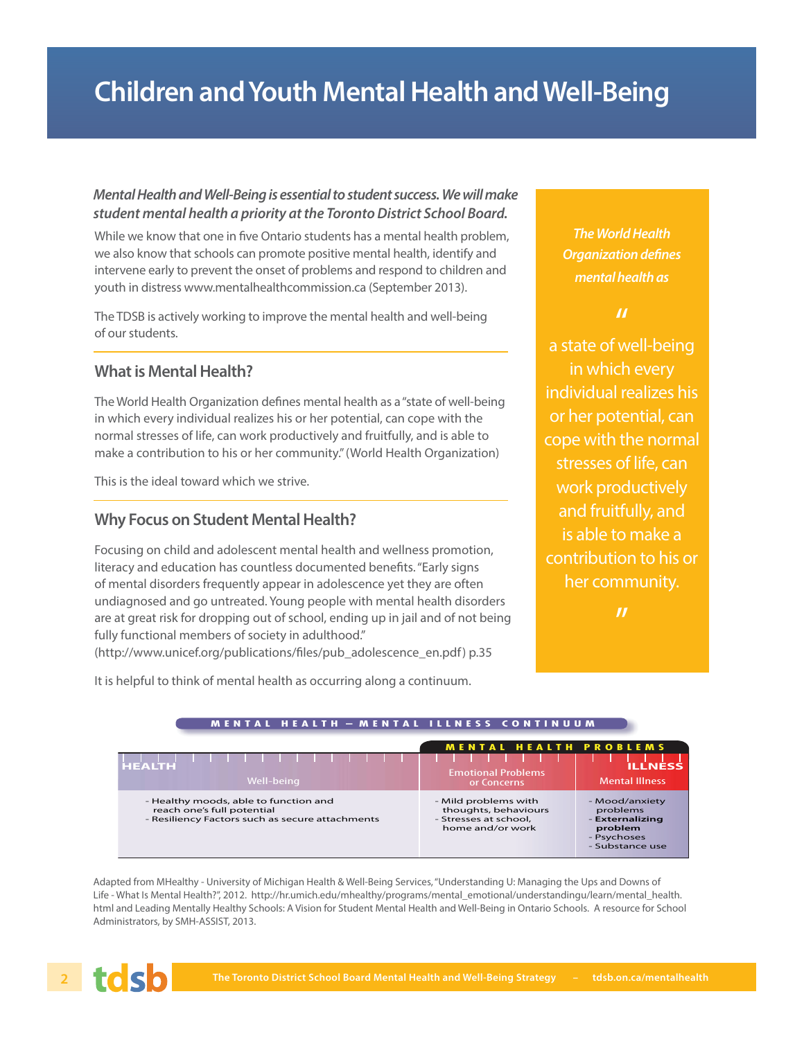# Children and Youth Mental Health and Well-Being

***Mental Health and Well-Being is essential to student success. We will make student mental health a priority at the Toronto District School Board.***

While we know that one in five Ontario students has a mental health problem, we also know that schools can promote positive mental health, identify and intervene early to prevent the onset of problems and respond to children and youth in distress www.mentalhealthcommission.ca (September 2013).

The TDSB is actively working to improve the mental health and well-being of our students.

## What is Mental Health?

The World Health Organization defines mental health as a "state of well-being in which every individual realizes his or her potential, can cope with the normal stresses of life, can work productively and fruitfully, and is able to make a contribution to his or her community." (World Health Organization)

This is the ideal toward which we strive.

## Why Focus on Student Mental Health?

Focusing on child and adolescent mental health and wellness promotion, literacy and education has countless documented benefits. "Early signs of mental disorders frequently appear in adolescence yet they are often undiagnosed and go untreated. Young people with mental health disorders are at great risk for dropping out of school, ending up in jail and of not being fully functional members of society in adulthood." (http://www.unicef.org/publications/files/pub_adolescence_en.pdf) p.35

It is helpful to think of mental health as occurring along a continuum.

*The World Health Organization defines mental health as*

> "a state of well-being in which every individual realizes his or her potential, can cope with the normal stresses of life, can work productively and fruitfully, and is able to make a contribution to his or her community."

**MENTAL HEALTH – MENTAL ILLNESS CONTINUUM**

| HEALTH | MENTAL HEALTH PROBLEMS | ILLNESS |
|---|---|---|
| Well-being | Emotional Problems or Concerns | Mental Illness |
| - Healthy moods, able to function and reach one's full potential<br>- Resiliency Factors such as secure attachments | - Mild problems with thoughts, behaviours<br>- Stresses at school, home and/or work | - Mood/anxiety problems<br>- **Externalizing problem**<br>- Psychoses<br>- Substance use |

Adapted from MHealthy - University of Michigan Health & Well-Being Services, "Understanding U: Managing the Ups and Downs of Life - What Is Mental Health?", 2012. http://hr.umich.edu/mhealthy/programs/mental_emotional/understandingu/learn/mental_health.html and Leading Mentally Healthy Schools: A Vision for Student Mental Health and Well-Being in Ontario Schools. A resource for School Administrators, by SMH-ASSIST, 2013.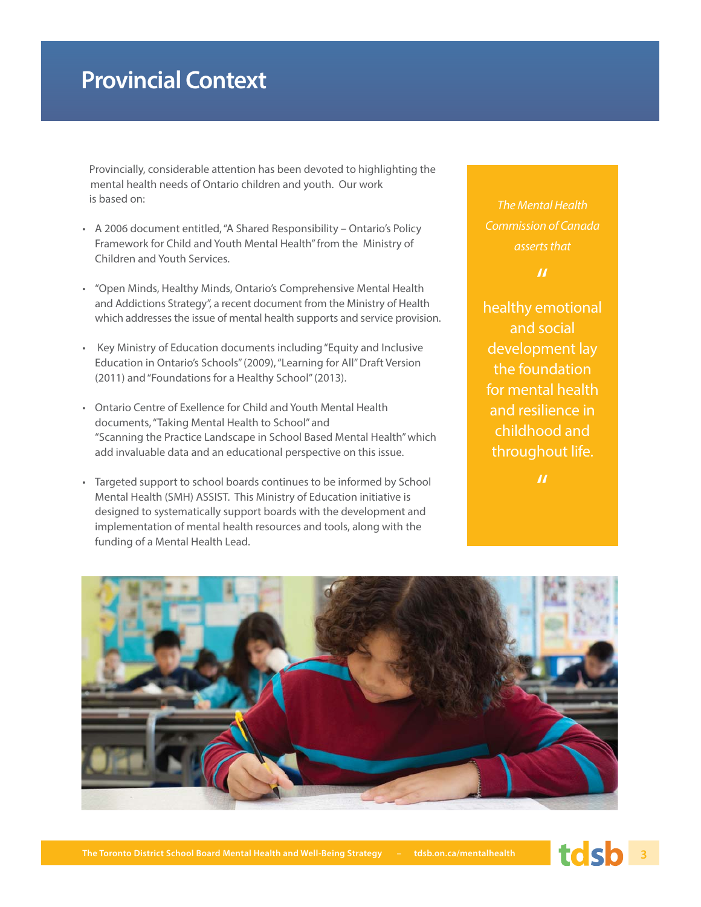# Provincial Context

Provincially, considerable attention has been devoted to highlighting the mental health needs of Ontario children and youth. Our work is based on:

- A 2006 document entitled, "A Shared Responsibility – Ontario's Policy Framework for Child and Youth Mental Health" from the Ministry of Children and Youth Services.
- "Open Minds, Healthy Minds, Ontario's Comprehensive Mental Health and Addictions Strategy", a recent document from the Ministry of Health which addresses the issue of mental health supports and service provision.
- Key Ministry of Education documents including "Equity and Inclusive Education in Ontario's Schools" (2009), "Learning for All" Draft Version (2011) and "Foundations for a Healthy School" (2013).
- Ontario Centre of Exellence for Child and Youth Mental Health documents, "Taking Mental Health to School" and "Scanning the Practice Landscape in School Based Mental Health" which add invaluable data and an educational perspective on this issue.
- Targeted support to school boards continues to be informed by School Mental Health (SMH) ASSIST. This Ministry of Education initiative is designed to systematically support boards with the development and implementation of mental health resources and tools, along with the funding of a Mental Health Lead.

*The Mental Health Commission of Canada asserts that*

"healthy emotional and social development lay the foundation for mental health and resilience in childhood and throughout life."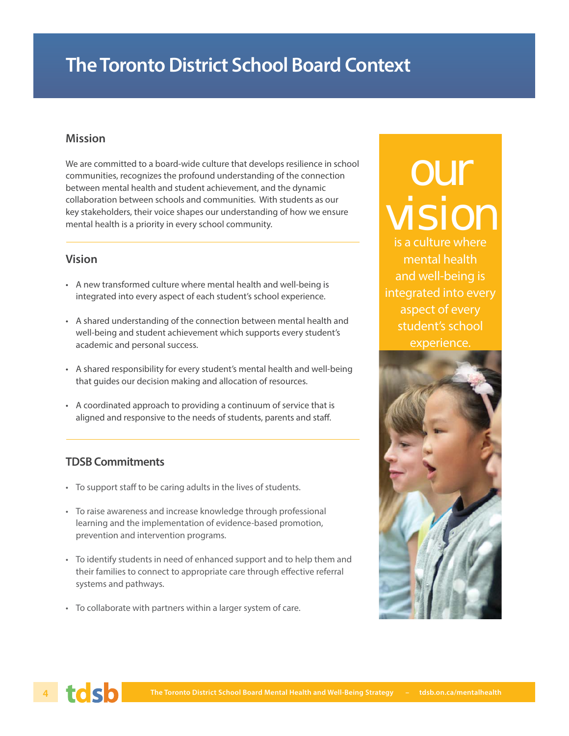# The Toronto District School Board Context

## Mission

We are committed to a board-wide culture that develops resilience in school communities, recognizes the profound understanding of the connection between mental health and student achievement, and the dynamic collaboration between schools and communities. With students as our key stakeholders, their voice shapes our understanding of how we ensure mental health is a priority in every school community.

## Vision

- A new transformed culture where mental health and well-being is integrated into every aspect of each student's school experience.
- A shared understanding of the connection between mental health and well-being and student achievement which supports every student's academic and personal success.
- A shared responsibility for every student's mental health and well-being that guides our decision making and allocation of resources.
- A coordinated approach to providing a continuum of service that is aligned and responsive to the needs of students, parents and staff.

## TDSB Commitments

- To support staff to be caring adults in the lives of students.
- To raise awareness and increase knowledge through professional learning and the implementation of evidence-based promotion, prevention and intervention programs.
- To identify students in need of enhanced support and to help them and their families to connect to appropriate care through effective referral systems and pathways.
- To collaborate with partners within a larger system of care.

**our vision** is a culture where mental health and well-being is integrated into every aspect of every student's school experience.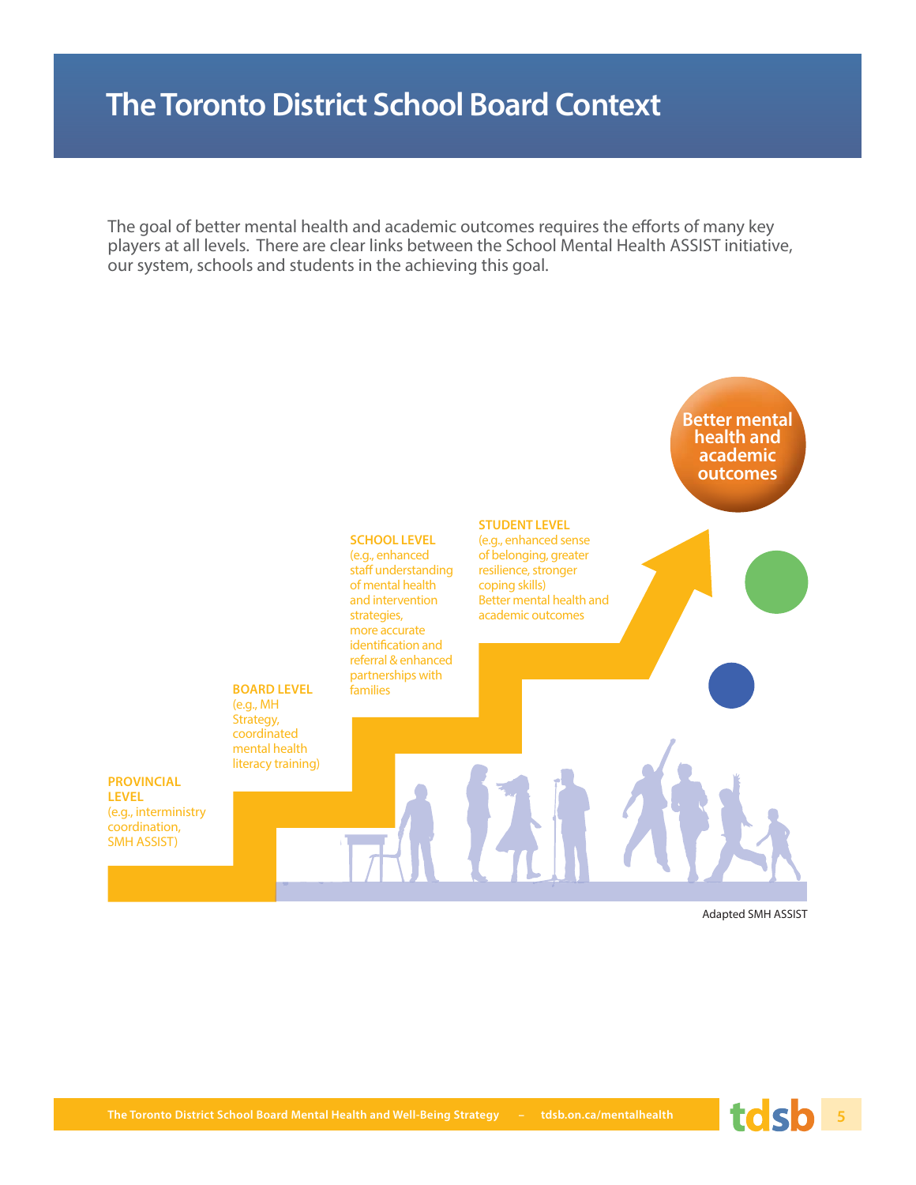# The Toronto District School Board Context

The goal of better mental health and academic outcomes requires the efforts of many key players at all levels. There are clear links between the School Mental Health ASSIST initiative, our system, schools and students in the achieving this goal.

**PROVINCIAL LEVEL**
(e.g., interministry coordination, SMH ASSIST)

**BOARD LEVEL**
(e.g., MH Strategy, coordinated mental health literacy training)

**SCHOOL LEVEL**
(e.g., enhanced staff understanding of mental health and intervention strategies, more accurate identification and referral & enhanced partnerships with families

**STUDENT LEVEL**
(e.g., enhanced sense of belonging, greater resilience, stronger coping skills)
Better mental health and academic outcomes

**Better mental health and academic outcomes**

Adapted SMH ASSIST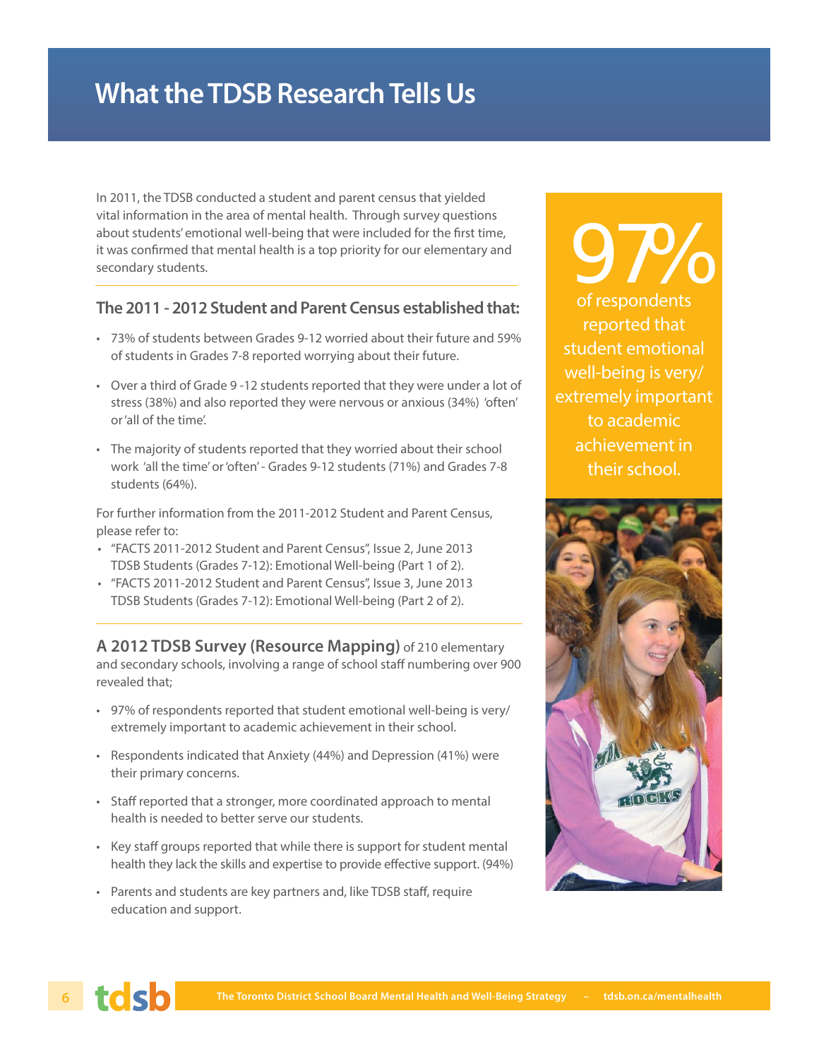# What the TDSB Research Tells Us

In 2011, the TDSB conducted a student and parent census that yielded vital information in the area of mental health. Through survey questions about students' emotional well-being that were included for the first time, it was confirmed that mental health is a top priority for our elementary and secondary students.

## The 2011 - 2012 Student and Parent Census established that:

- 73% of students between Grades 9-12 worried about their future and 59% of students in Grades 7-8 reported worrying about their future.
- Over a third of Grade 9 -12 students reported that they were under a lot of stress (38%) and also reported they were nervous or anxious (34%) 'often' or 'all of the time'.
- The majority of students reported that they worried about their school work 'all the time' or 'often' - Grades 9-12 students (71%) and Grades 7-8 students (64%).

For further information from the 2011-2012 Student and Parent Census, please refer to:

- "FACTS 2011-2012 Student and Parent Census", Issue 2, June 2013 TDSB Students (Grades 7-12): Emotional Well-being (Part 1 of 2).
- "FACTS 2011-2012 Student and Parent Census", Issue 3, June 2013 TDSB Students (Grades 7-12): Emotional Well-being (Part 2 of 2).

**A 2012 TDSB Survey (Resource Mapping)** of 210 elementary and secondary schools, involving a range of school staff numbering over 900 revealed that;

- 97% of respondents reported that student emotional well-being is very/ extremely important to academic achievement in their school.
- Respondents indicated that Anxiety (44%) and Depression (41%) were their primary concerns.
- Staff reported that a stronger, more coordinated approach to mental health is needed to better serve our students.
- Key staff groups reported that while there is support for student mental health they lack the skills and expertise to provide effective support. (94%)
- Parents and students are key partners and, like TDSB staff, require education and support.

**97%** of respondents reported that student emotional well-being is very/ extremely important to academic achievement in their school.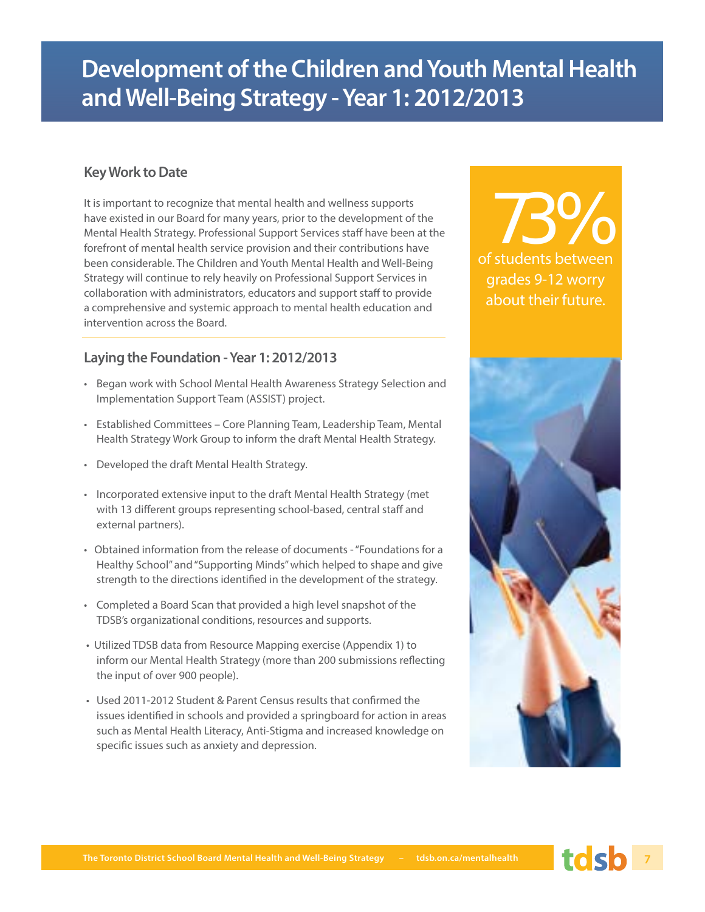# Development of the Children and Youth Mental Health and Well-Being Strategy - Year 1: 2012/2013

## Key Work to Date

It is important to recognize that mental health and wellness supports have existed in our Board for many years, prior to the development of the Mental Health Strategy. Professional Support Services staff have been at the forefront of mental health service provision and their contributions have been considerable. The Children and Youth Mental Health and Well-Being Strategy will continue to rely heavily on Professional Support Services in collaboration with administrators, educators and support staff to provide a comprehensive and systemic approach to mental health education and intervention across the Board.

## Laying the Foundation - Year 1: 2012/2013

- Began work with School Mental Health Awareness Strategy Selection and Implementation Support Team (ASSIST) project.
- Established Committees – Core Planning Team, Leadership Team, Mental Health Strategy Work Group to inform the draft Mental Health Strategy.
- Developed the draft Mental Health Strategy.
- Incorporated extensive input to the draft Mental Health Strategy (met with 13 different groups representing school-based, central staff and external partners).
- Obtained information from the release of documents - "Foundations for a Healthy School" and "Supporting Minds" which helped to shape and give strength to the directions identified in the development of the strategy.
- Completed a Board Scan that provided a high level snapshot of the TDSB's organizational conditions, resources and supports.
- Utilized TDSB data from Resource Mapping exercise (Appendix 1) to inform our Mental Health Strategy (more than 200 submissions reflecting the input of over 900 people).
- Used 2011-2012 Student & Parent Census results that confirmed the issues identified in schools and provided a springboard for action in areas such as Mental Health Literacy, Anti-Stigma and increased knowledge on specific issues such as anxiety and depression.

**73%** of students between grades 9-12 worry about their future.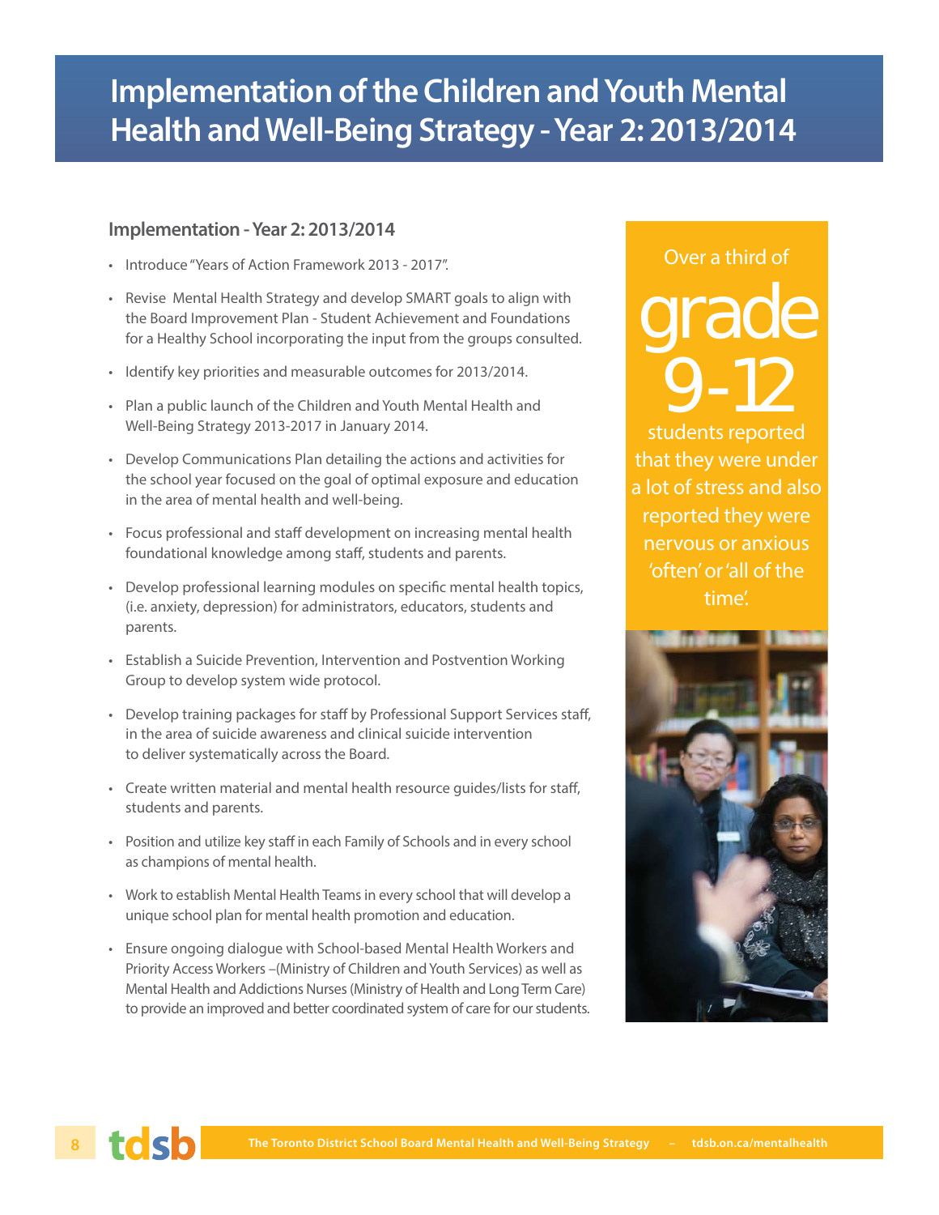# Implementation of the Children and Youth Mental Health and Well-Being Strategy - Year 2: 2013/2014

## Implementation - Year 2: 2013/2014

- Introduce "Years of Action Framework 2013 - 2017".
- Revise Mental Health Strategy and develop SMART goals to align with the Board Improvement Plan - Student Achievement and Foundations for a Healthy School incorporating the input from the groups consulted.
- Identify key priorities and measurable outcomes for 2013/2014.
- Plan a public launch of the Children and Youth Mental Health and Well-Being Strategy 2013-2017 in January 2014.
- Develop Communications Plan detailing the actions and activities for the school year focused on the goal of optimal exposure and education in the area of mental health and well-being.
- Focus professional and staff development on increasing mental health foundational knowledge among staff, students and parents.
- Develop professional learning modules on specific mental health topics, (i.e. anxiety, depression) for administrators, educators, students and parents.
- Establish a Suicide Prevention, Intervention and Postvention Working Group to develop system wide protocol.
- Develop training packages for staff by Professional Support Services staff, in the area of suicide awareness and clinical suicide intervention to deliver systematically across the Board.
- Create written material and mental health resource guides/lists for staff, students and parents.
- Position and utilize key staff in each Family of Schools and in every school as champions of mental health.
- Work to establish Mental Health Teams in every school that will develop a unique school plan for mental health promotion and education.
- Ensure ongoing dialogue with School-based Mental Health Workers and Priority Access Workers –(Ministry of Children and Youth Services) as well as Mental Health and Addictions Nurses (Ministry of Health and Long Term Care) to provide an improved and better coordinated system of care for our students.

Over a third of **grade 9-12** students reported that they were under a lot of stress and also reported they were nervous or anxious 'often' or 'all of the time'.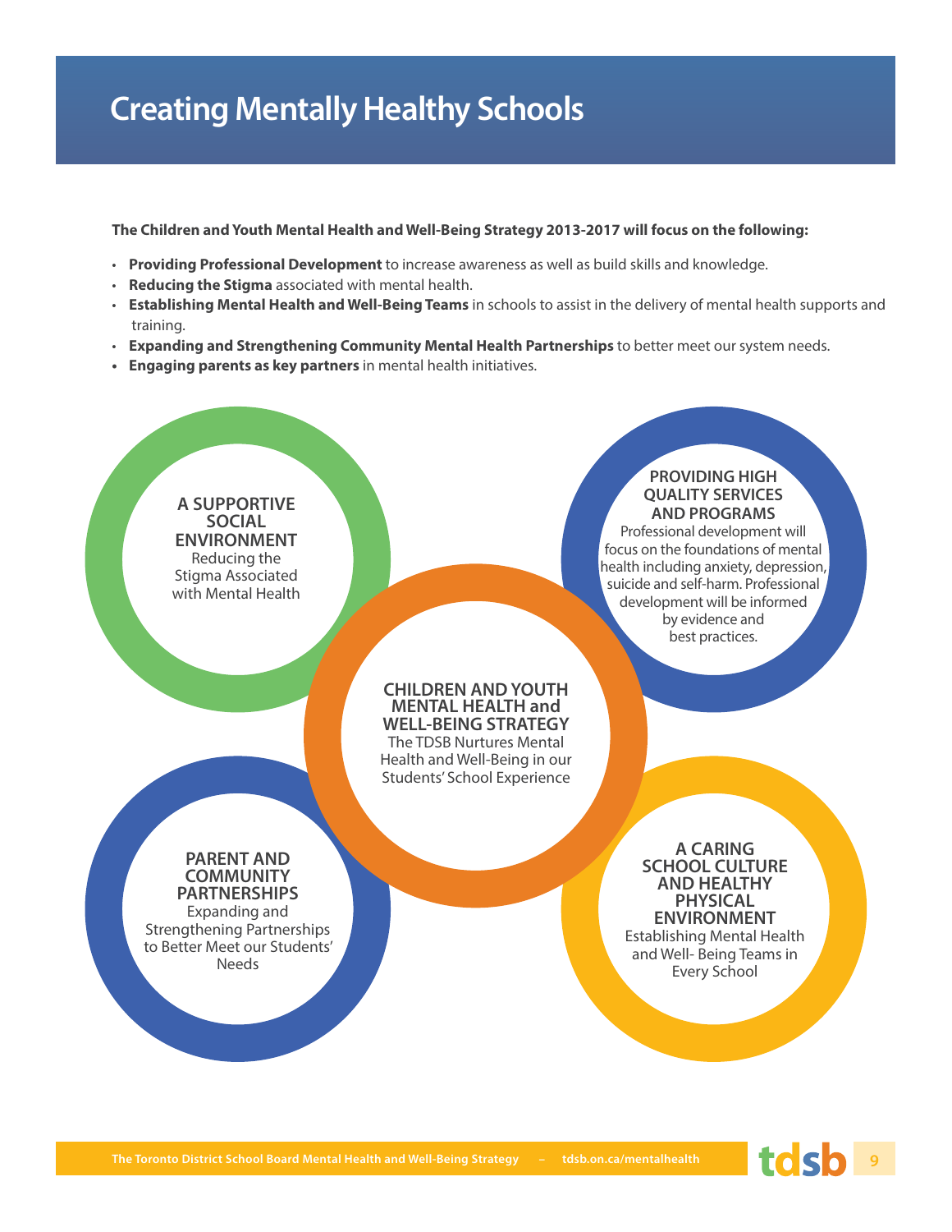# Creating Mentally Healthy Schools

**The Children and Youth Mental Health and Well-Being Strategy 2013-2017 will focus on the following:**

- **Providing Professional Development** to increase awareness as well as build skills and knowledge.
- **Reducing the Stigma** associated with mental health.
- **Establishing Mental Health and Well-Being Teams** in schools to assist in the delivery of mental health supports and training.
- **Expanding and Strengthening Community Mental Health Partnerships** to better meet our system needs.
- **Engaging parents as key partners** in mental health initiatives.

**A SUPPORTIVE SOCIAL ENVIRONMENT**
Reducing the Stigma Associated with Mental Health

**PROVIDING HIGH QUALITY SERVICES AND PROGRAMS**
Professional development will focus on the foundations of mental health including anxiety, depression, suicide and self-harm. Professional development will be informed by evidence and best practices.

**CHILDREN AND YOUTH MENTAL HEALTH and WELL-BEING STRATEGY**
The TDSB Nurtures Mental Health and Well-Being in our Students' School Experience

**PARENT AND COMMUNITY PARTNERSHIPS**
Expanding and Strengthening Partnerships to Better Meet our Students' Needs

**A CARING SCHOOL CULTURE AND HEALTHY PHYSICAL ENVIRONMENT**
Establishing Mental Health and Well- Being Teams in Every School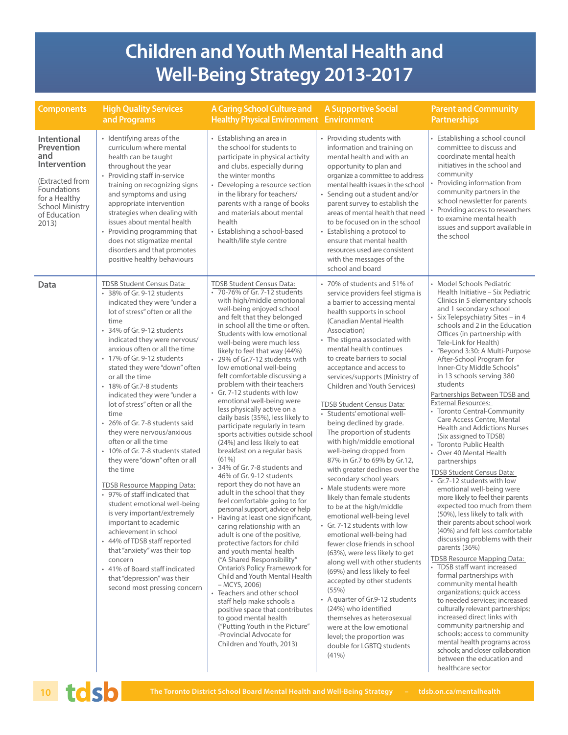# Children and Youth Mental Health and Well-Being Strategy 2013-2017

| Components | High Quality Services and Programs | A Caring School Culture and Healthy Physical Environment | A Supportive Social Environment | Parent and Community Partnerships |
|---|---|---|---|---|
| **Intentional Prevention and Intervention** (Extracted from Foundations for a Healthy School Ministry of Education 2013) | • Identifying areas of the curriculum where mental health can be taught throughout the year<br>• Providing staff in-service training on recognizing signs and symptoms and using appropriate intervention strategies when dealing with issues about mental health<br>• Providing programming that does not stigmatize mental disorders and that promotes positive healthy behaviours | • Establishing an area in the school for students to participate in physical activity and clubs, especially during the winter months<br>• Developing a resource section in the library for teachers/ parents with a range of books and materials about mental health<br>• Establishing a school-based health/life style centre | • Providing students with information and training on mental health and with an opportunity to plan and organize a committee to address mental health issues in the school<br>• Sending out a student and/or parent survey to establish the areas of mental health that need to be focused on in the school<br>• Establishing a protocol to ensure that mental health resources used are consistent with the messages of the school and board | • Establishing a school council committee to discuss and coordinate mental health initiatives in the school and community<br>• Providing information from community partners in the school newsletter for parents<br>• Providing access to researchers to examine mental health issues and support available in the school |
| **Data** | TDSB Student Census Data:<br>• 38% of Gr. 9-12 students indicated they were "under a lot of stress" often or all the time<br>• 34% of Gr. 9-12 students indicated they were nervous/ anxious often or all the time<br>• 17% of Gr. 9-12 students stated they were "down" often or all the time<br>• 18% of Gr.7-8 students indicated they were "under a lot of stress" often or all the time<br>• 26% of Gr. 7-8 students said they were nervous/anxious often or all the time<br>• 10% of Gr. 7-8 students stated they were "down" often or all the time<br><br>TDSB Resource Mapping Data:<br>• 97% of staff indicated that student emotional well-being is very important/extremely important to academic achievement in school<br>• 44% of TDSB staff reported that "anxiety" was their top concern<br>• 41% of Board staff indicated that "depression" was their second most pressing concern | TDSB Student Census Data:<br>• 70-76% of Gr. 7-12 students with high/middle emotional well-being enjoyed school and felt that they belonged in school all the time or often. Students with low emotional well-being were much less likely to feel that way (44%)<br>• 29% of Gr.7-12 students with low emotional well-being felt comfortable discussing a problem with their teachers<br>• Gr. 7-12 students with low emotional well-being were less physically active on a daily basis (35%), less likely to participate regularly in team sports activities outside school (24%) and less likely to eat breakfast on a regular basis (61%)<br>• 34% of Gr. 7-8 students and 46% of Gr. 9-12 students report they do not have an adult in the school that they feel comfortable going to for personal support, advice or help<br>• Having at least one significant, caring relationship with an adult is one of the positive, protective factors for child and youth mental health ("A Shared Responsibility" Ontario's Policy Framework for Child and Youth Mental Health – MCYS, 2006)<br>• Teachers and other school staff help make schools a positive space that contributes to good mental health ("Putting Youth in the Picture" -Provincial Advocate for Children and Youth, 2013) | • 70% of students and 51% of service providers feel stigma is a barrier to accessing mental health supports in school (Canadian Mental Health Association)<br>• The stigma associated with mental health continues to create barriers to social acceptance and access to services/supports (Ministry of Children and Youth Services)<br><br>TDSB Student Census Data:<br>• Students' emotional well-being declined by grade. The proportion of students with high/middle emotional well-being dropped from 87% in Gr.7 to 69% by Gr.12, with greater declines over the secondary school years<br>• Male students were more likely than female students to be at the high/middle emotional well-being level<br>• Gr. 7-12 students with low emotional well-being had fewer close friends in school (63%), were less likely to get along well with other students (69%) and less likely to feel accepted by other students (55%)<br>• A quarter of Gr.9-12 students (24%) who identified themselves as heterosexual were at the low emotional level; the proportion was double for LGBTQ students (41%) | • Model Schools Pediatric Health Initiative – Six Pediatric Clinics in 5 elementary schools and 1 secondary school<br>• Six Telepsychiatry Sites – in 4 schools and 2 in the Education Offices (in partnership with Tele-Link for Health)<br>• "Beyond 3:30: A Multi-Purpose After-School Program for Inner-City Middle Schools" in 13 schools serving 380 students<br><br>Partnerships Between TDSB and External Resources:<br>• Toronto Central-Community Care Access Centre, Mental Health and Addictions Nurses (Six assigned to TDSB)<br>• Toronto Public Health<br>• Over 40 Mental Health partnerships<br><br>TDSB Student Census Data:<br>• Gr.7-12 students with low emotional well-being were more likely to feel their parents expected too much from them (50%), less likely to talk with their parents about school work (40%) and felt less comfortable discussing problems with their parents (36%)<br><br>TDSB Resource Mapping Data:<br>• TDSB staff want increased formal partnerships with community mental health organizations; quick access to needed services; increased culturally relevant partnerships; increased direct links with community partnership and schools; access to community mental health programs across schools; and closer collaboration between the education and healthcare sector |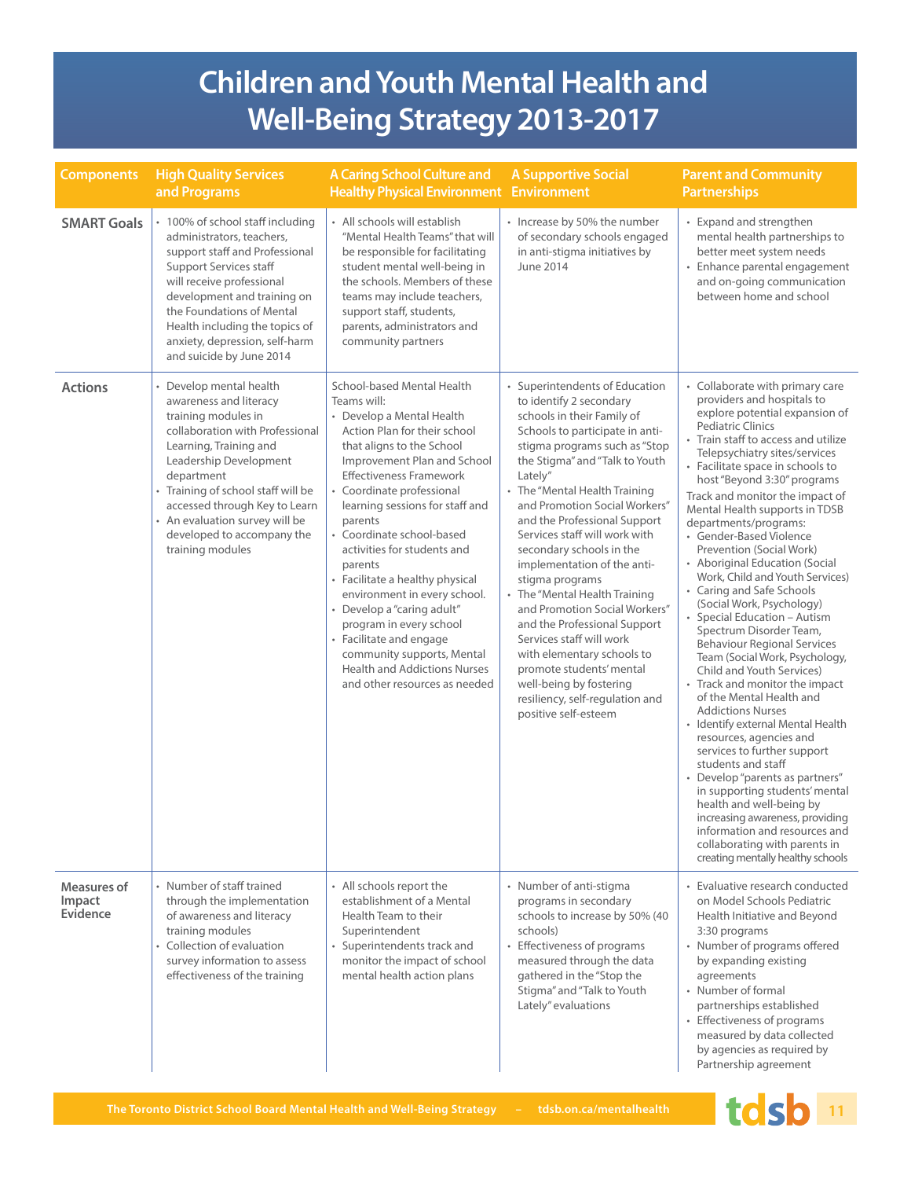# Children and Youth Mental Health and Well-Being Strategy 2013-2017

| Components | High Quality Services and Programs | A Caring School Culture and Healthy Physical Environment | A Supportive Social Environment | Parent and Community Partnerships |
|---|---|---|---|---|
| **SMART Goals** | • 100% of school staff including administrators, teachers, support staff and Professional Support Services staff will receive professional development and training on the Foundations of Mental Health including the topics of anxiety, depression, self-harm and suicide by June 2014 | • All schools will establish "Mental Health Teams" that will be responsible for facilitating student mental well-being in the schools. Members of these teams may include teachers, support staff, students, parents, administrators and community partners | • Increase by 50% the number of secondary schools engaged in anti-stigma initiatives by June 2014 | • Expand and strengthen mental health partnerships to better meet system needs<br>• Enhance parental engagement and on-going communication between home and school |
| **Actions** | • Develop mental health awareness and literacy training modules in collaboration with Professional Learning, Training and Leadership Development department<br>• Training of school staff will be accessed through Key to Learn<br>• An evaluation survey will be developed to accompany the training modules | School-based Mental Health Teams will:<br>• Develop a Mental Health Action Plan for their school that aligns to the School Improvement Plan and School Effectiveness Framework<br>• Coordinate professional learning sessions for staff and parents<br>• Coordinate school-based activities for students and parents<br>• Facilitate a healthy physical environment in every school.<br>• Develop a "caring adult" program in every school<br>• Facilitate and engage community supports, Mental Health and Addictions Nurses and other resources as needed | • Superintendents of Education to identify 2 secondary schools in their Family of Schools to participate in anti-stigma programs such as "Stop the Stigma" and "Talk to Youth Lately"<br>• The "Mental Health Training and Promotion Social Workers" and the Professional Support Services staff will work with secondary schools in the implementation of the anti-stigma programs<br>• The "Mental Health Training and Promotion Social Workers" and the Professional Support Services staff will work with elementary schools to promote students' mental well-being by fostering resiliency, self-regulation and positive self-esteem | • Collaborate with primary care providers and hospitals to explore potential expansion of Pediatric Clinics<br>• Train staff to access and utilize Telepsychiatry sites/services<br>• Facilitate space in schools to host "Beyond 3:30" programs<br>Track and monitor the impact of Mental Health supports in TDSB departments/programs:<br>• Gender-Based Violence Prevention (Social Work)<br>• Aboriginal Education (Social Work, Child and Youth Services)<br>• Caring and Safe Schools (Social Work, Psychology)<br>• Special Education – Autism Spectrum Disorder Team, Behaviour Regional Services Team (Social Work, Psychology, Child and Youth Services)<br>• Track and monitor the impact of the Mental Health and Addictions Nurses<br>• Identify external Mental Health resources, agencies and services to further support students and staff<br>• Develop "parents as partners" in supporting students' mental health and well-being by increasing awareness, providing information and resources and collaborating with parents in creating mentally healthy schools |
| **Measures of Impact Evidence** | • Number of staff trained through the implementation of awareness and literacy training modules<br>• Collection of evaluation survey information to assess effectiveness of the training | • All schools report the establishment of a Mental Health Team to their Superintendent<br>• Superintendents track and monitor the impact of school mental health action plans | • Number of anti-stigma programs in secondary schools to increase by 50% (40 schools)<br>• Effectiveness of programs measured through the data gathered in the "Stop the Stigma" and "Talk to Youth Lately" evaluations | • Evaluative research conducted on Model Schools Pediatric Health Initiative and Beyond 3:30 programs<br>• Number of programs offered by expanding existing agreements<br>• Number of formal partnerships established<br>• Effectiveness of programs measured by data collected by agencies as required by Partnership agreement |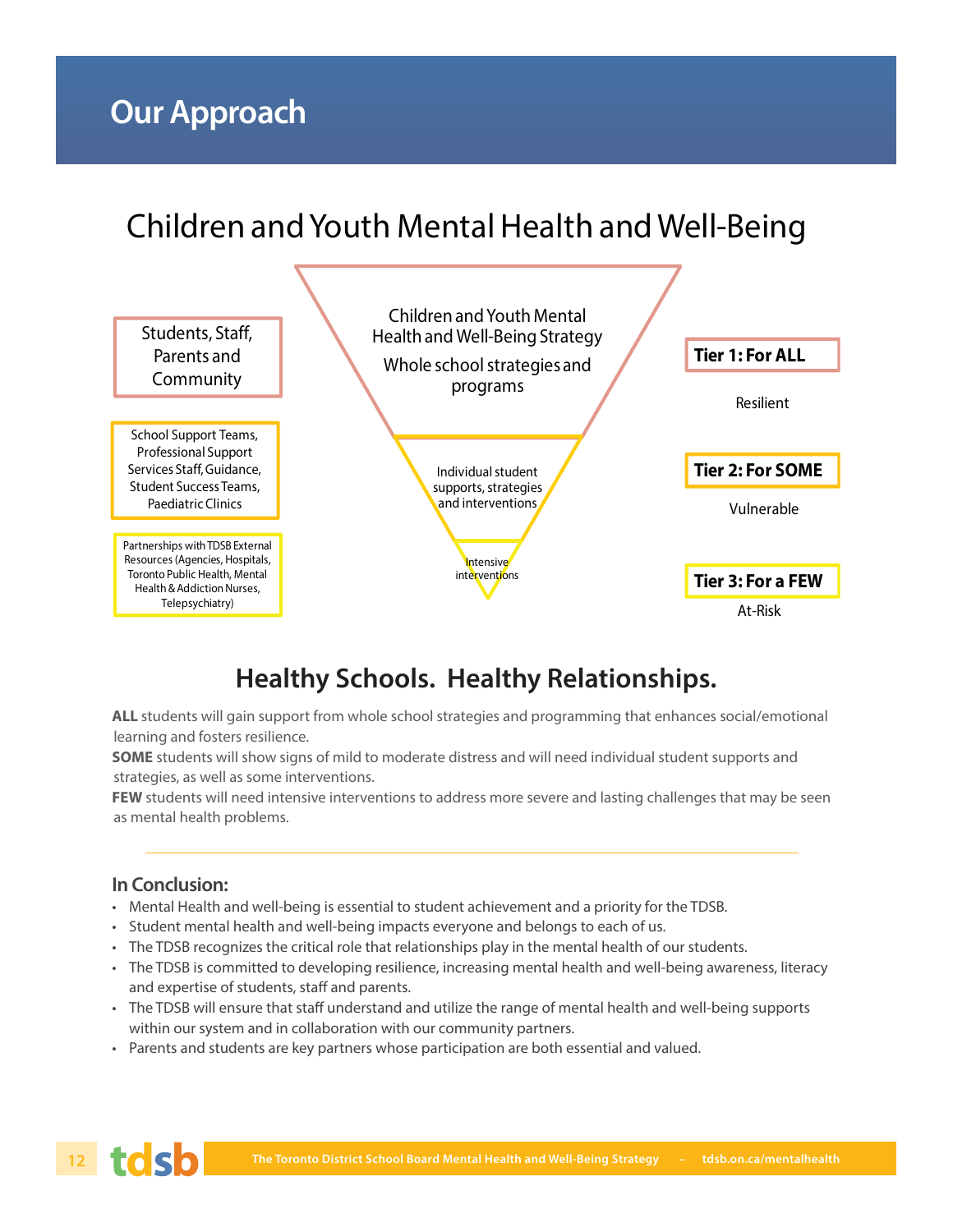# Our Approach

## Children and Youth Mental Health and Well-Being

Students, Staff, Parents and Community

School Support Teams, Professional Support Services Staff, Guidance, Student Success Teams, Paediatric Clinics

Partnerships with TDSB External Resources (Agencies, Hospitals, Toronto Public Health, Mental Health & Addiction Nurses, Telepsychiatry)

Children and Youth Mental Health and Well-Being Strategy

Whole school strategies and programs

Individual student supports, strategies and interventions

Intensive interventions

**Tier 1: For ALL**

Resilient

**Tier 2: For SOME**

Vulnerable

**Tier 3: For a FEW**

At-Risk

## Healthy Schools. Healthy Relationships.

**ALL** students will gain support from whole school strategies and programming that enhances social/emotional learning and fosters resilience.

**SOME** students will show signs of mild to moderate distress and will need individual student supports and strategies, as well as some interventions.

**FEW** students will need intensive interventions to address more severe and lasting challenges that may be seen as mental health problems.

---

### In Conclusion:

- Mental Health and well-being is essential to student achievement and a priority for the TDSB.
- Student mental health and well-being impacts everyone and belongs to each of us.
- The TDSB recognizes the critical role that relationships play in the mental health of our students.
- The TDSB is committed to developing resilience, increasing mental health and well-being awareness, literacy and expertise of students, staff and parents.
- The TDSB will ensure that staff understand and utilize the range of mental health and well-being supports within our system and in collaboration with our community partners.
- Parents and students are key partners whose participation are both essential and valued.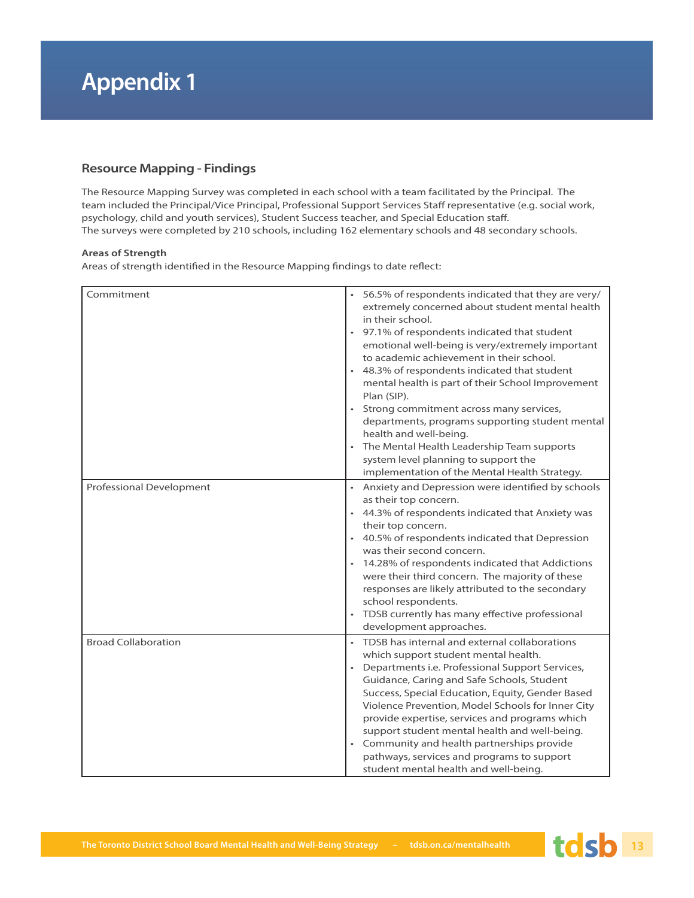# Appendix 1

## Resource Mapping - Findings

The Resource Mapping Survey was completed in each school with a team facilitated by the Principal. The team included the Principal/Vice Principal, Professional Support Services Staff representative (e.g. social work, psychology, child and youth services), Student Success teacher, and Special Education staff.
The surveys were completed by 210 schools, including 162 elementary schools and 48 secondary schools.

**Areas of Strength**

Areas of strength identified in the Resource Mapping findings to date reflect:

| Area | Findings |
|---|---|
| Commitment | • 56.5% of respondents indicated that they are very/ extremely concerned about student mental health in their school.<br>• 97.1% of respondents indicated that student emotional well-being is very/extremely important to academic achievement in their school.<br>• 48.3% of respondents indicated that student mental health is part of their School Improvement Plan (SIP).<br>• Strong commitment across many services, departments, programs supporting student mental health and well-being.<br>• The Mental Health Leadership Team supports system level planning to support the implementation of the Mental Health Strategy. |
| Professional Development | • Anxiety and Depression were identified by schools as their top concern.<br>• 44.3% of respondents indicated that Anxiety was their top concern.<br>• 40.5% of respondents indicated that Depression was their second concern.<br>• 14.28% of respondents indicated that Addictions were their third concern. The majority of these responses are likely attributed to the secondary school respondents.<br>• TDSB currently has many effective professional development approaches. |
| Broad Collaboration | • TDSB has internal and external collaborations which support student mental health.<br>• Departments i.e. Professional Support Services, Guidance, Caring and Safe Schools, Student Success, Special Education, Equity, Gender Based Violence Prevention, Model Schools for Inner City provide expertise, services and programs which support student mental health and well-being.<br>• Community and health partnerships provide pathways, services and programs to support student mental health and well-being. |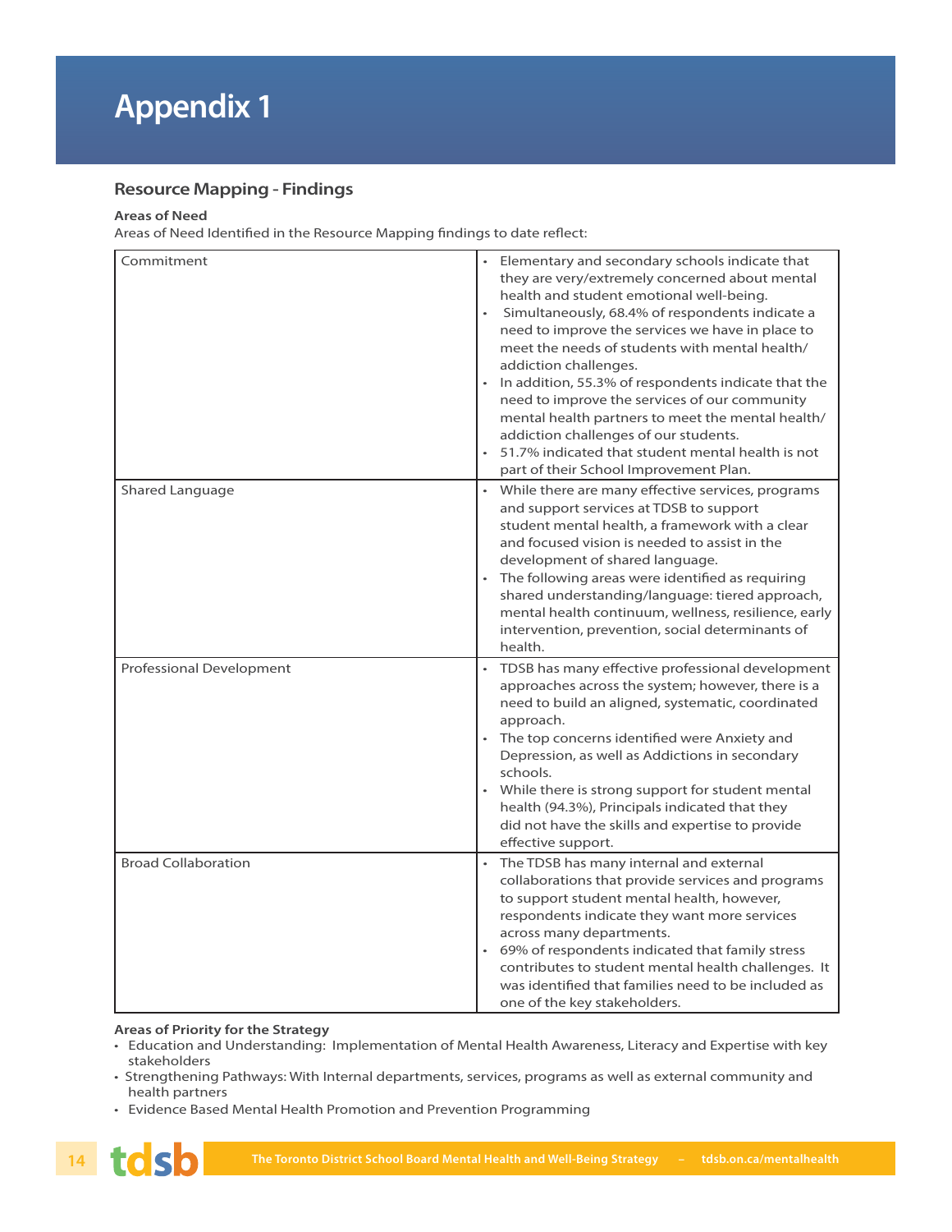# Appendix 1

## Resource Mapping - Findings

**Areas of Need**

Areas of Need Identified in the Resource Mapping findings to date reflect:

| | |
|---|---|
| Commitment | • Elementary and secondary schools indicate that they are very/extremely concerned about mental health and student emotional well-being. • Simultaneously, 68.4% of respondents indicate a need to improve the services we have in place to meet the needs of students with mental health/ addiction challenges. • In addition, 55.3% of respondents indicate that the need to improve the services of our community mental health partners to meet the mental health/ addiction challenges of our students. • 51.7% indicated that student mental health is not part of their School Improvement Plan. |
| Shared Language | • While there are many effective services, programs and support services at TDSB to support student mental health, a framework with a clear and focused vision is needed to assist in the development of shared language. • The following areas were identified as requiring shared understanding/language: tiered approach, mental health continuum, wellness, resilience, early intervention, prevention, social determinants of health. |
| Professional Development | • TDSB has many effective professional development approaches across the system; however, there is a need to build an aligned, systematic, coordinated approach. • The top concerns identified were Anxiety and Depression, as well as Addictions in secondary schools. • While there is strong support for student mental health (94.3%), Principals indicated that they did not have the skills and expertise to provide effective support. |
| Broad Collaboration | • The TDSB has many internal and external collaborations that provide services and programs to support student mental health, however, respondents indicate they want more services across many departments. • 69% of respondents indicated that family stress contributes to student mental health challenges. It was identified that families need to be included as one of the key stakeholders. |

**Areas of Priority for the Strategy**

- Education and Understanding: Implementation of Mental Health Awareness, Literacy and Expertise with key stakeholders
- Strengthening Pathways: With Internal departments, services, programs as well as external community and health partners
- Evidence Based Mental Health Promotion and Prevention Programming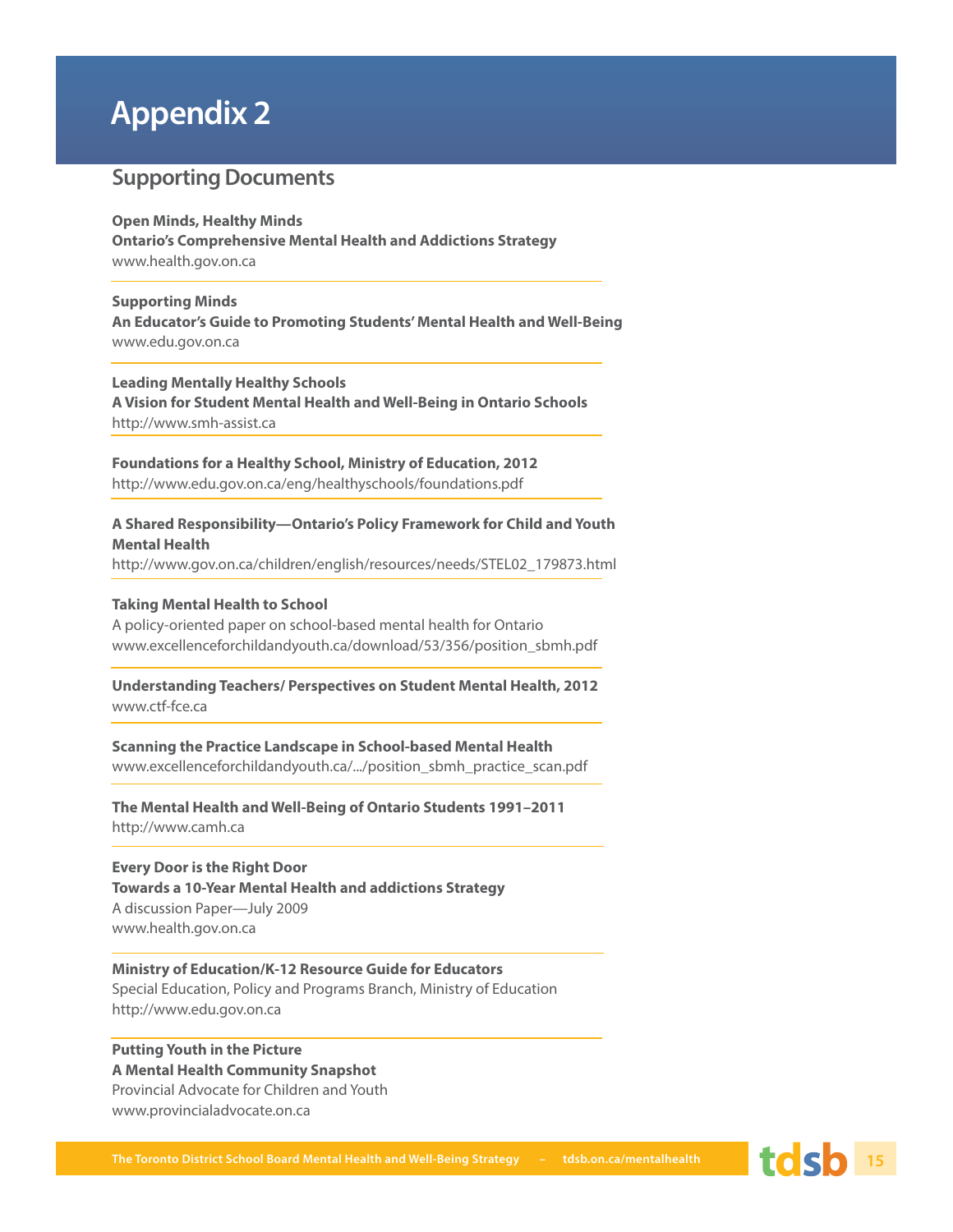# Appendix 2

## Supporting Documents

**Open Minds, Healthy Minds**
**Ontario's Comprehensive Mental Health and Addictions Strategy**
www.health.gov.on.ca

**Supporting Minds**
**An Educator's Guide to Promoting Students' Mental Health and Well-Being**
www.edu.gov.on.ca

**Leading Mentally Healthy Schools**
**A Vision for Student Mental Health and Well-Being in Ontario Schools**
http://www.smh-assist.ca

**Foundations for a Healthy School, Ministry of Education, 2012**
http://www.edu.gov.on.ca/eng/healthyschools/foundations.pdf

**A Shared Responsibility—Ontario's Policy Framework for Child and Youth Mental Health**
http://www.gov.on.ca/children/english/resources/needs/STEL02_179873.html

**Taking Mental Health to School**
A policy-oriented paper on school-based mental health for Ontario
www.excellenceforchildandyouth.ca/download/53/356/position_sbmh.pdf

**Understanding Teachers/ Perspectives on Student Mental Health, 2012**
www.ctf-fce.ca

**Scanning the Practice Landscape in School-based Mental Health**
www.excellenceforchildandyouth.ca/.../position_sbmh_practice_scan.pdf

**The Mental Health and Well-Being of Ontario Students 1991–2011**
http://www.camh.ca

**Every Door is the Right Door**
**Towards a 10-Year Mental Health and addictions Strategy**
A discussion Paper—July 2009
www.health.gov.on.ca

**Ministry of Education/K-12 Resource Guide for Educators**
Special Education, Policy and Programs Branch, Ministry of Education
http://www.edu.gov.on.ca

**Putting Youth in the Picture**
**A Mental Health Community Snapshot**
Provincial Advocate for Children and Youth
www.provincialadvocate.on.ca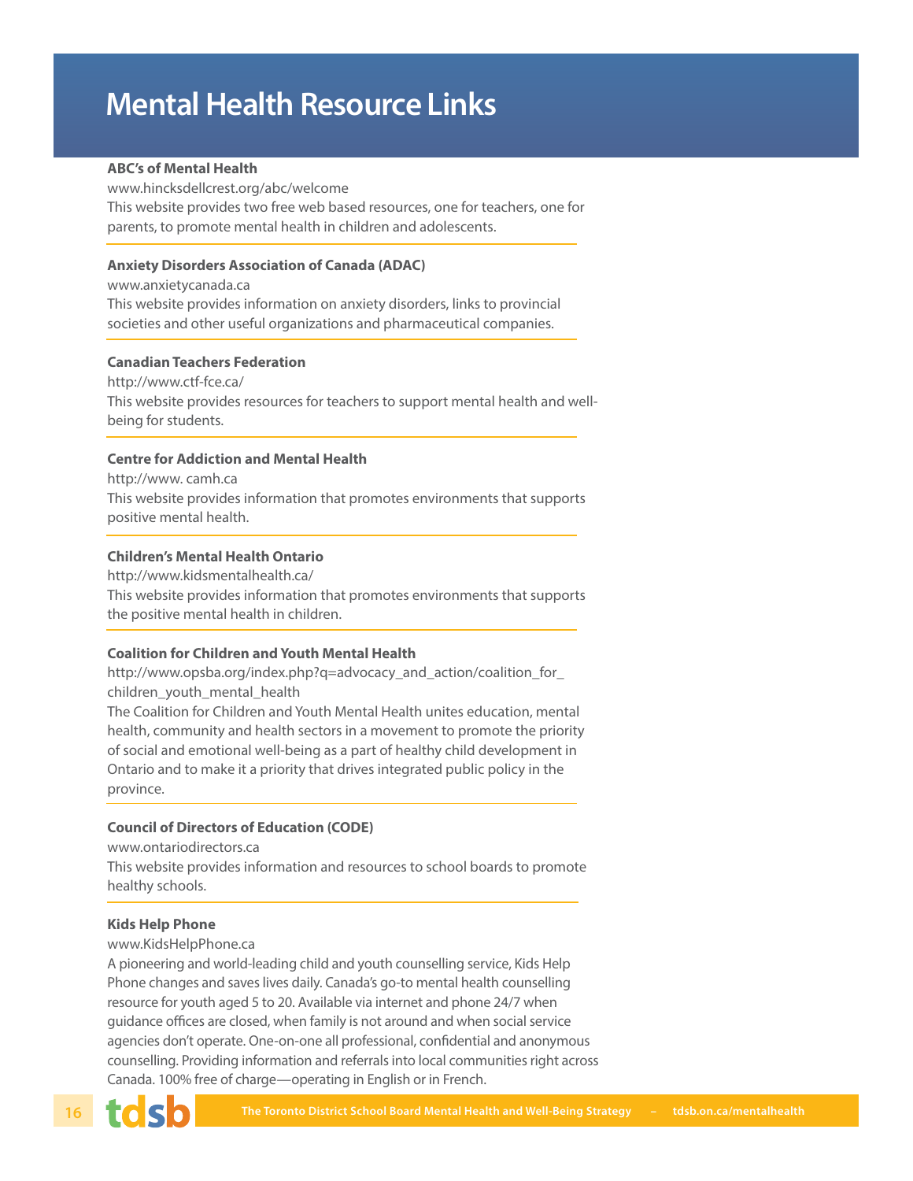# Mental Health Resource Links

**ABC's of Mental Health**
www.hincksdellcrest.org/abc/welcome
This website provides two free web based resources, one for teachers, one for parents, to promote mental health in children and adolescents.

---

**Anxiety Disorders Association of Canada (ADAC)**
www.anxietycanada.ca
This website provides information on anxiety disorders, links to provincial societies and other useful organizations and pharmaceutical companies.

---

**Canadian Teachers Federation**
http://www.ctf-fce.ca/
This website provides resources for teachers to support mental health and well-being for students.

---

**Centre for Addiction and Mental Health**
http://www. camh.ca
This website provides information that promotes environments that supports positive mental health.

---

**Children's Mental Health Ontario**
http://www.kidsmentalhealth.ca/
This website provides information that promotes environments that supports the positive mental health in children.

---

**Coalition for Children and Youth Mental Health**
http://www.opsba.org/index.php?q=advocacy_and_action/coalition_for_children_youth_mental_health
The Coalition for Children and Youth Mental Health unites education, mental health, community and health sectors in a movement to promote the priority of social and emotional well-being as a part of healthy child development in Ontario and to make it a priority that drives integrated public policy in the province.

---

**Council of Directors of Education (CODE)**
www.ontariodirectors.ca
This website provides information and resources to school boards to promote healthy schools.

---

**Kids Help Phone**
www.KidsHelpPhone.ca
A pioneering and world-leading child and youth counselling service, Kids Help Phone changes and saves lives daily. Canada's go-to mental health counselling resource for youth aged 5 to 20. Available via internet and phone 24/7 when guidance offices are closed, when family is not around and when social service agencies don't operate. One-on-one all professional, confidential and anonymous counselling. Providing information and referrals into local communities right across Canada. 100% free of charge—operating in English or in French.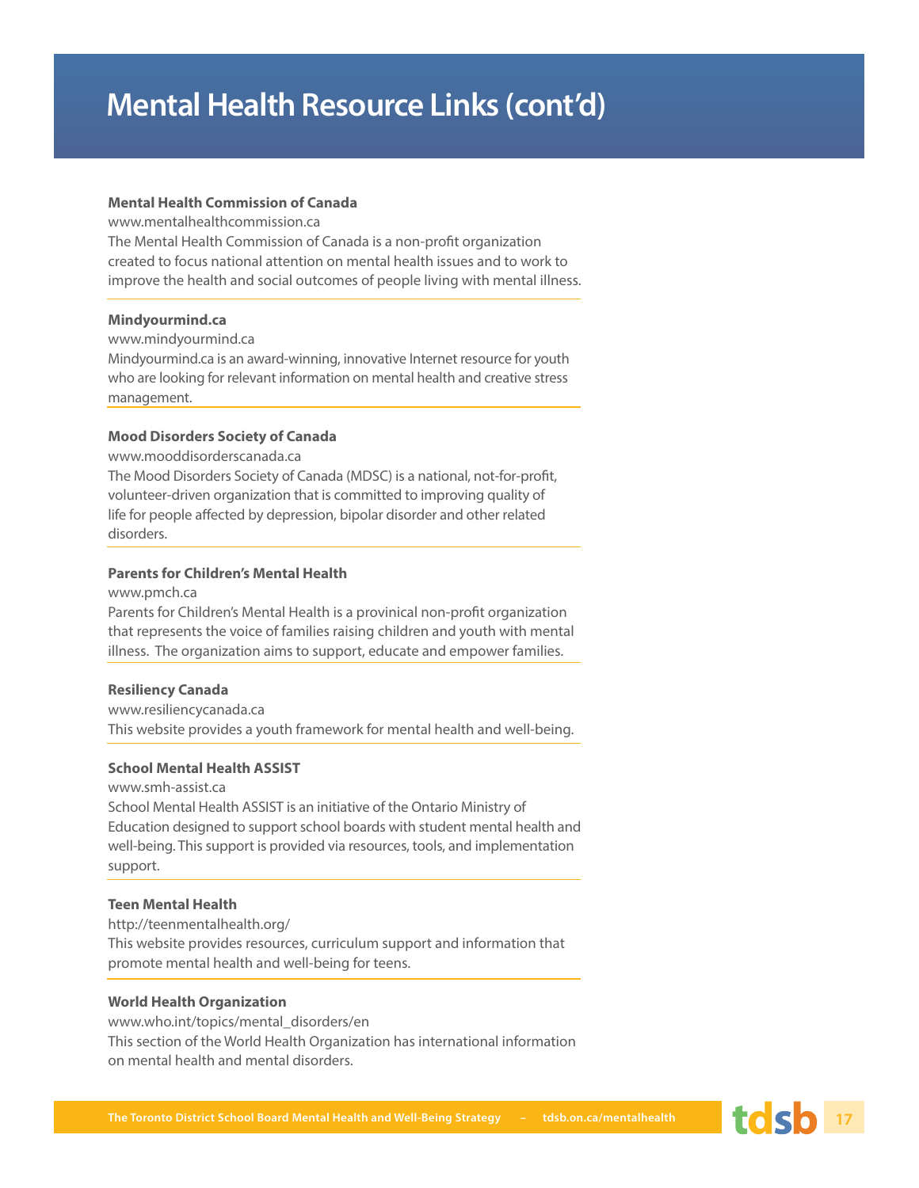# Mental Health Resource Links (cont'd)

**Mental Health Commission of Canada**
www.mentalhealthcommission.ca
The Mental Health Commission of Canada is a non-profit organization created to focus national attention on mental health issues and to work to improve the health and social outcomes of people living with mental illness.

**Mindyourmind.ca**
www.mindyourmind.ca
Mindyourmind.ca is an award-winning, innovative Internet resource for youth who are looking for relevant information on mental health and creative stress management.

**Mood Disorders Society of Canada**
www.mooddisorderscanada.ca
The Mood Disorders Society of Canada (MDSC) is a national, not-for-profit, volunteer-driven organization that is committed to improving quality of life for people affected by depression, bipolar disorder and other related disorders.

**Parents for Children's Mental Health**
www.pmch.ca
Parents for Children's Mental Health is a provinical non-profit organization that represents the voice of families raising children and youth with mental illness. The organization aims to support, educate and empower families.

**Resiliency Canada**
www.resiliencycanada.ca
This website provides a youth framework for mental health and well-being.

**School Mental Health ASSIST**
www.smh-assist.ca
School Mental Health ASSIST is an initiative of the Ontario Ministry of Education designed to support school boards with student mental health and well-being. This support is provided via resources, tools, and implementation support.

**Teen Mental Health**
http://teenmentalhealth.org/
This website provides resources, curriculum support and information that promote mental health and well-being for teens.

**World Health Organization**
www.who.int/topics/mental_disorders/en
This section of the World Health Organization has international information on mental health and mental disorders.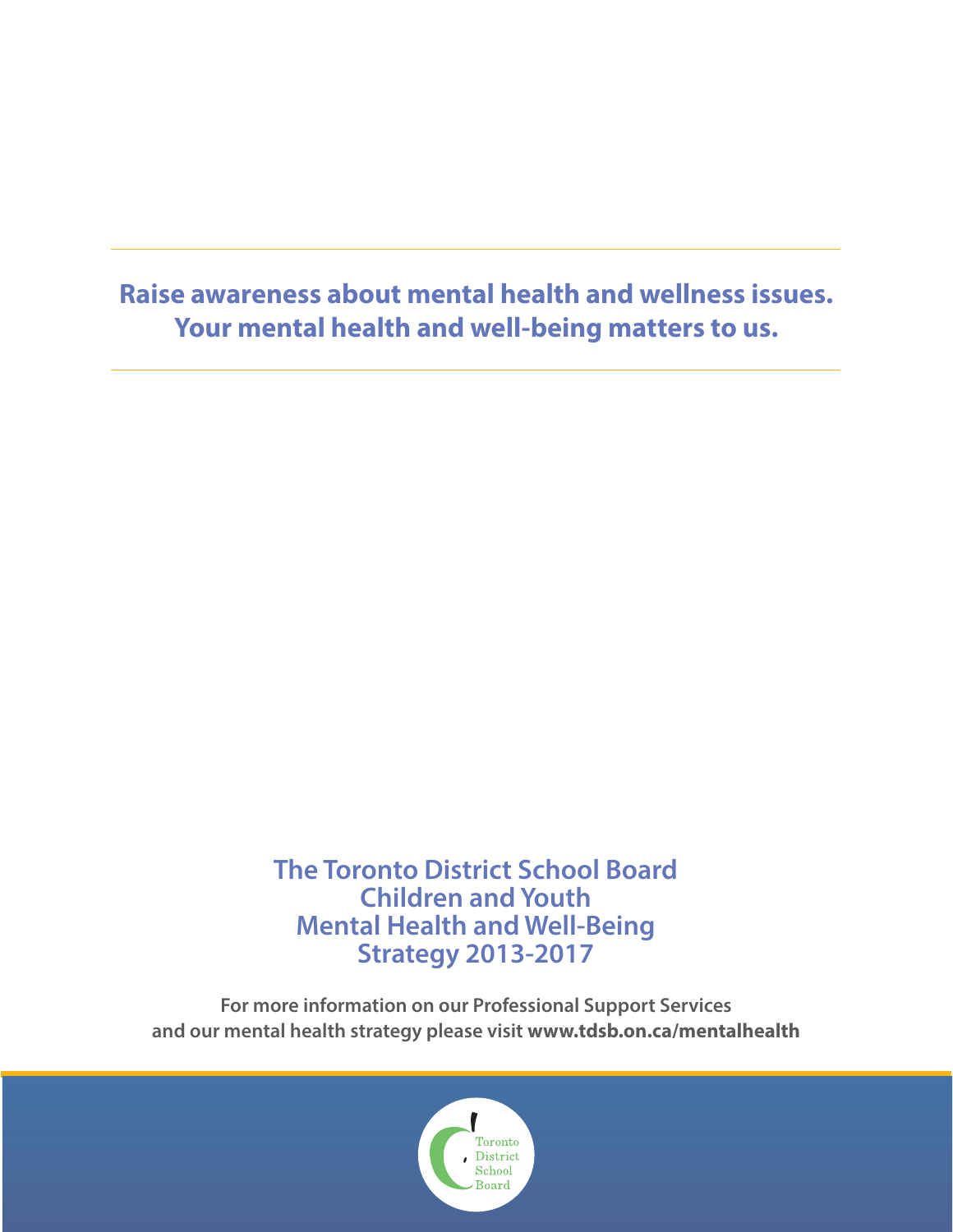**Raise awareness about mental health and wellness issues.**
**Your mental health and well-being matters to us.**

**The Toronto District School Board**
**Children and Youth**
**Mental Health and Well-Being**
**Strategy 2013-2017**

For more information on our Professional Support Services and our mental health strategy please visit **www.tdsb.on.ca/mentalhealth**

Toronto District School Board